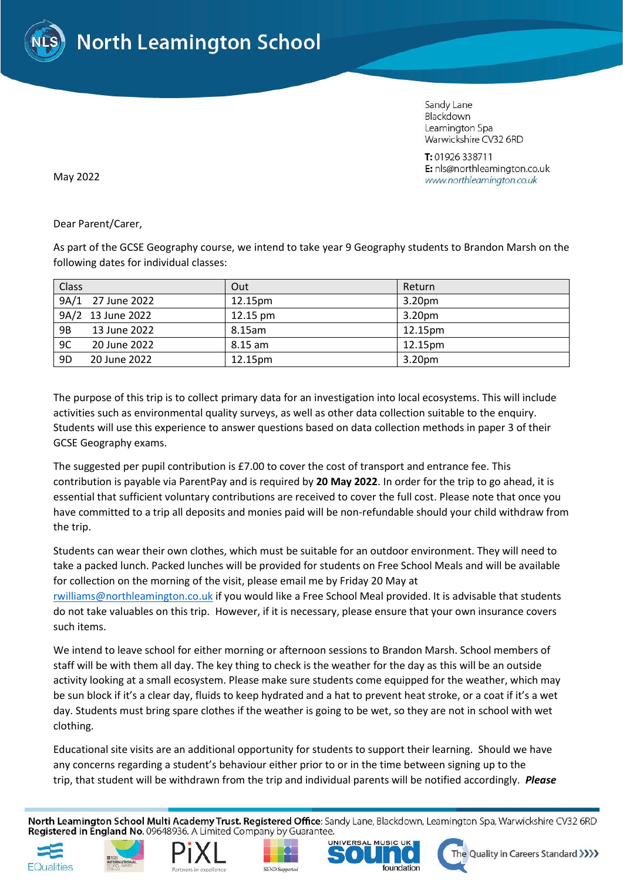# North Leamington School

Sandy Lane
Blackdown
Leamington Spa
Warwickshire CV32 6RD

**T:** 01926 338711
**E:** nls@northleamington.co.uk
www.northleamington.co.uk

May 2022

Dear Parent/Carer,

As part of the GCSE Geography course, we intend to take year 9 Geography students to Brandon Marsh on the following dates for individual classes:

| Class | Out | Return |
|---|---|---|
| 9A/1 27 June 2022 | 12.15pm | 3.20pm |
| 9A/2 13 June 2022 | 12.15 pm | 3.20pm |
| 9B 13 June 2022 | 8.15am | 12.15pm |
| 9C 20 June 2022 | 8.15 am | 12.15pm |
| 9D 20 June 2022 | 12.15pm | 3.20pm |

The purpose of this trip is to collect primary data for an investigation into local ecosystems. This will include activities such as environmental quality surveys, as well as other data collection suitable to the enquiry. Students will use this experience to answer questions based on data collection methods in paper 3 of their GCSE Geography exams.

The suggested per pupil contribution is £7.00 to cover the cost of transport and entrance fee. This contribution is payable via ParentPay and is required by **20 May 2022**. In order for the trip to go ahead, it is essential that sufficient voluntary contributions are received to cover the full cost. Please note that once you have committed to a trip all deposits and monies paid will be non-refundable should your child withdraw from the trip.

Students can wear their own clothes, which must be suitable for an outdoor environment. They will need to take a packed lunch. Packed lunches will be provided for students on Free School Meals and will be available for collection on the morning of the visit, please email me by Friday 20 May at rwilliams@northleamington.co.uk if you would like a Free School Meal provided. It is advisable that students do not take valuables on this trip. However, if it is necessary, please ensure that your own insurance covers such items.

We intend to leave school for either morning or afternoon sessions to Brandon Marsh. School members of staff will be with them all day. The key thing to check is the weather for the day as this will be an outside activity looking at a small ecosystem. Please make sure students come equipped for the weather, which may be sun block if it's a clear day, fluids to keep hydrated and a hat to prevent heat stroke, or a coat if it's a wet day. Students must bring spare clothes if the weather is going to be wet, so they are not in school with wet clothing.

Educational site visits are an additional opportunity for students to support their learning. Should we have any concerns regarding a student's behaviour either prior to or in the time between signing up to the trip, that student will be withdrawn from the trip and individual parents will be notified accordingly. ***Please***

North Leamington School Multi Academy Trust. Registered Office: Sandy Lane, Blackdown, Leamington Spa, Warwickshire CV32 6RD
Registered in England No. 09648936. A Limited Company by Guarantee.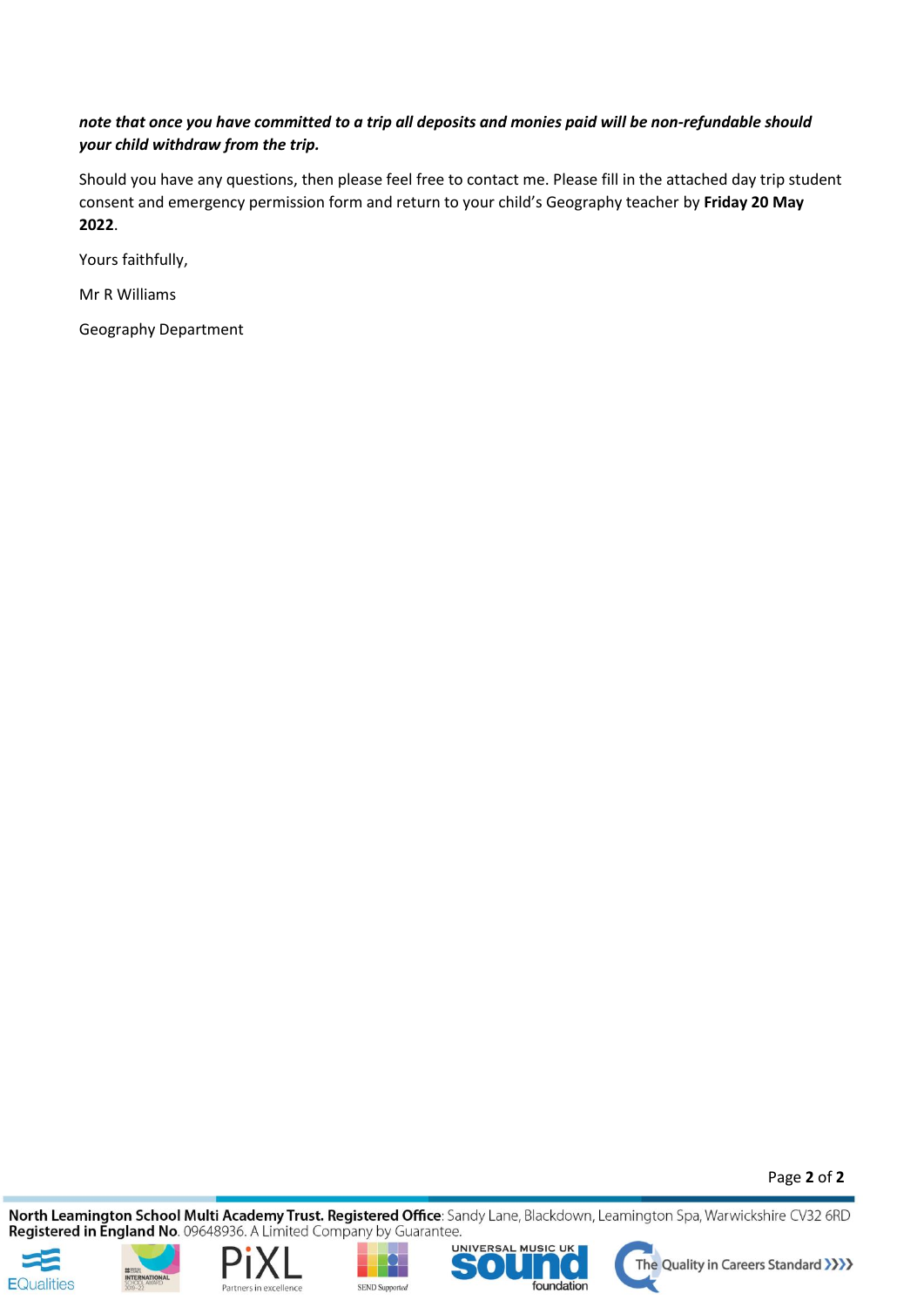***note that once you have committed to a trip all deposits and monies paid will be non-refundable should your child withdraw from the trip.***

Should you have any questions, then please feel free to contact me. Please fill in the attached day trip student consent and emergency permission form and return to your child's Geography teacher by **Friday 20 May 2022**.

Yours faithfully,

Mr R Williams

Geography Department

**North Leamington School Multi Academy Trust. Registered Office**: Sandy Lane, Blackdown, Leamington Spa, Warwickshire CV32 6RD
**Registered in England No**. 09648936. A Limited Company by Guarantee.